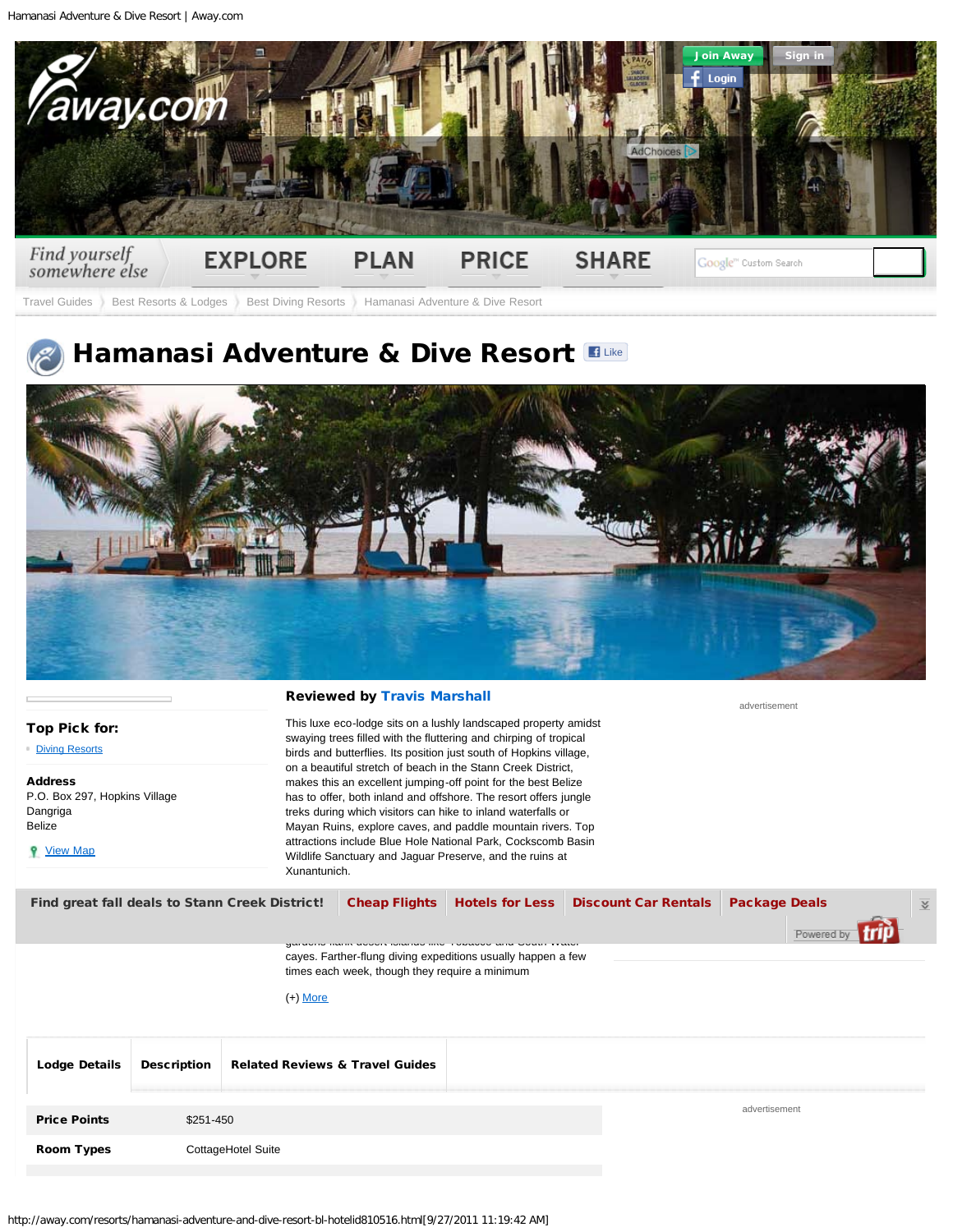Join Away | Sign in | Login

*Find yourself somewhere else*

EXPLORE | PLAN | PRICE | SHARE

Travel Guides 〉 Best Resorts & Lodges 〉 Best Diving Resorts 〉 Hamanasi Adventure & Dive Resort

# Hamanasi Adventure & Dive Resort

Like

**Top Pick for:**

- Diving Resorts

**Address**
P.O. Box 297, Hopkins Village
Dangriga
Belize

View Map

**Reviewed by Travis Marshall**

This luxe eco-lodge sits on a lushly landscaped property amidst swaying trees filled with the fluttering and chirping of tropical birds and butterflies. Its position just south of Hopkins village, on a beautiful stretch of beach in the Stann Creek District, makes this an excellent jumping-off point for the best Belize has to offer, both inland and offshore. The resort offers jungle treks during which visitors can hike to inland waterfalls or Mayan Ruins, explore caves, and paddle mountain rivers. Top attractions include Blue Hole National Park, Cockscomb Basin Wildlife Sanctuary and Jaguar Preserve, and the ruins at Xunantunich.

**Find great fall deals to Stann Creek District!** | **Cheap Flights** | **Hotels for Less** | **Discount Car Rentals** | **Package Deals**

Powered by trip

gardens flank desert islands like Tobacco and South Water cayes. Farther-flung diving expeditions usually happen a few times each week, though they require a minimum

(+) More

advertisement

**Lodge Details** | **Description** | **Related Reviews & Travel Guides**

| | |
|---|---|
| **Price Points** | $251-450 |
| **Room Types** | CottageHotel Suite |

advertisement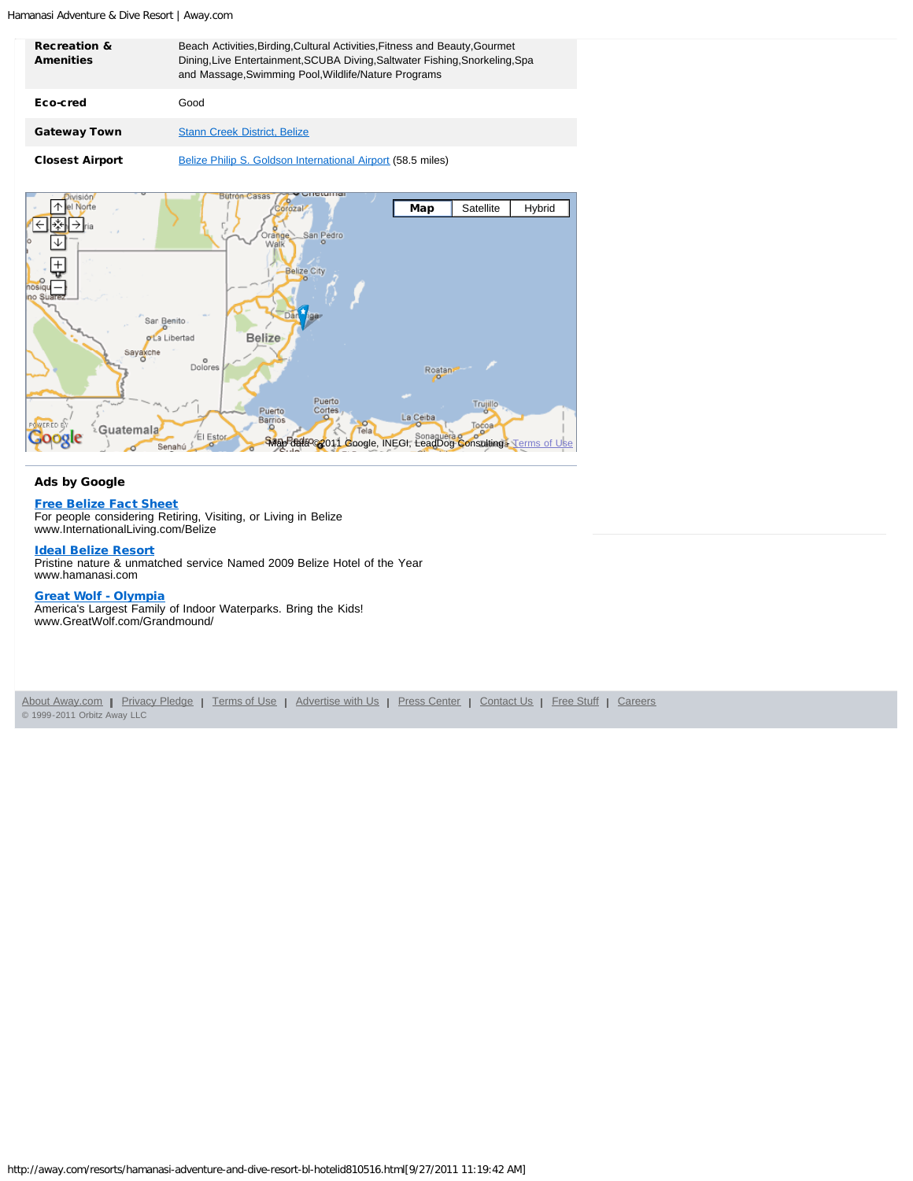| | |
|---|---|
| **Recreation & Amenities** | Beach Activities,Birding,Cultural Activities,Fitness and Beauty,Gourmet Dining,Live Entertainment,SCUBA Diving,Saltwater Fishing,Snorkeling,Spa and Massage,Swimming Pool,Wildlife/Nature Programs |
| **Eco-cred** | Good |
| **Gateway Town** | Stann Creek District, Belize |
| **Closest Airport** | Belize Philip S. Goldson International Airport (58.5 miles) |

Map | Satellite | Hybrid

Map data ©2011 Google, INEGI, LeadDog Consulting - Terms of Use

### Ads by Google

**Free Belize Fact Sheet**
For people considering Retiring, Visiting, or Living in Belize
www.InternationalLiving.com/Belize

**Ideal Belize Resort**
Pristine nature & unmatched service Named 2009 Belize Hotel of the Year
www.hamanasi.com

**Great Wolf - Olympia**
America's Largest Family of Indoor Waterparks. Bring the Kids!
www.GreatWolf.com/Grandmound/

About Away.com | Privacy Pledge | Terms of Use | Advertise with Us | Press Center | Contact Us | Free Stuff | Careers

© 1999-2011 Orbitz Away LLC